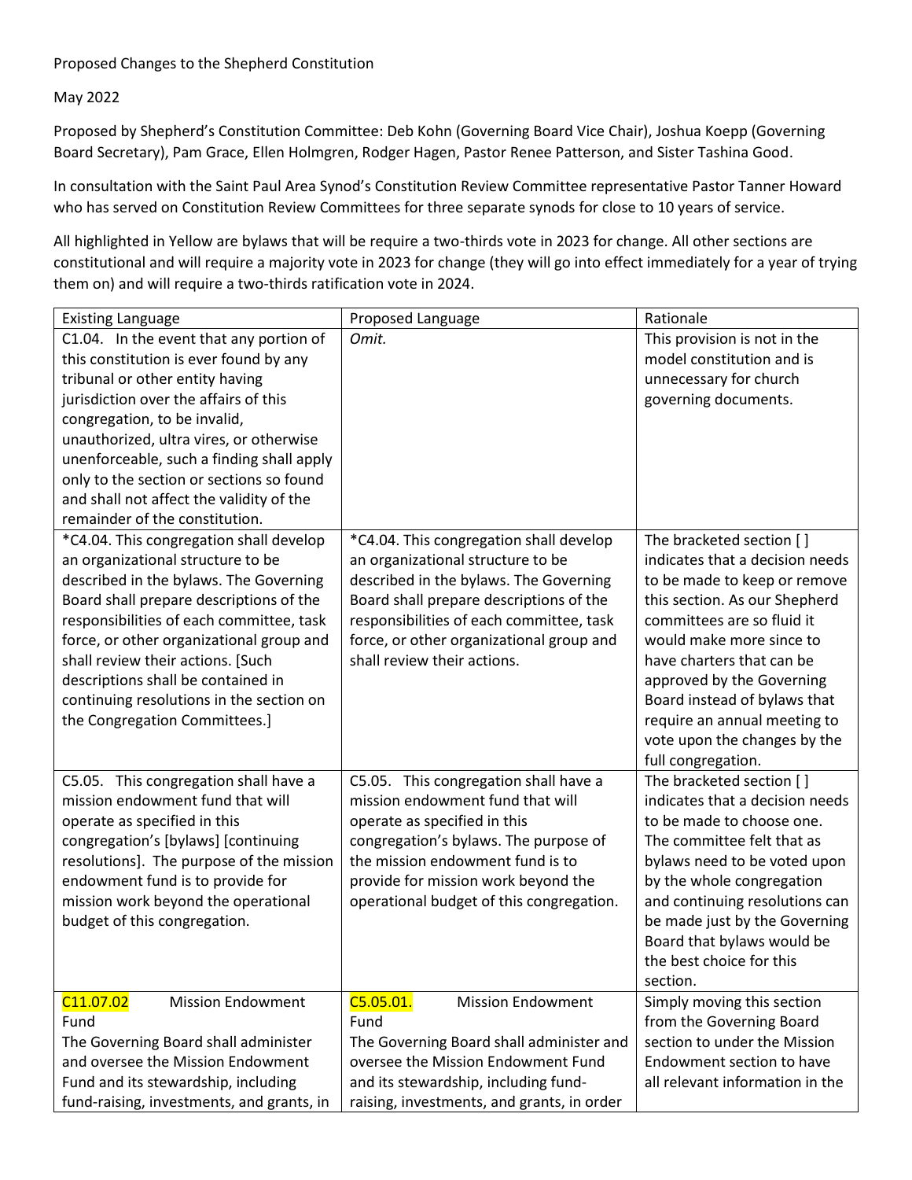Proposed Changes to the Shepherd Constitution

May 2022

Proposed by Shepherd's Constitution Committee: Deb Kohn (Governing Board Vice Chair), Joshua Koepp (Governing Board Secretary), Pam Grace, Ellen Holmgren, Rodger Hagen, Pastor Renee Patterson, and Sister Tashina Good.

In consultation with the Saint Paul Area Synod's Constitution Review Committee representative Pastor Tanner Howard who has served on Constitution Review Committees for three separate synods for close to 10 years of service.

All highlighted in Yellow are bylaws that will be require a two-thirds vote in 2023 for change. All other sections are constitutional and will require a majority vote in 2023 for change (they will go into effect immediately for a year of trying them on) and will require a two-thirds ratification vote in 2024.

| Existing Language | Proposed Language | Rationale |
|---|---|---|
| C1.04. In the event that any portion of this constitution is ever found by any tribunal or other entity having jurisdiction over the affairs of this congregation, to be invalid, unauthorized, ultra vires, or otherwise unenforceable, such a finding shall apply only to the section or sections so found and shall not affect the validity of the remainder of the constitution. | *Omit.* | This provision is not in the model constitution and is unnecessary for church governing documents. |
| *C4.04. This congregation shall develop an organizational structure to be described in the bylaws. The Governing Board shall prepare descriptions of the responsibilities of each committee, task force, or other organizational group and shall review their actions. [Such descriptions shall be contained in continuing resolutions in the section on the Congregation Committees.] | *C4.04. This congregation shall develop an organizational structure to be described in the bylaws. The Governing Board shall prepare descriptions of the responsibilities of each committee, task force, or other organizational group and shall review their actions. | The bracketed section [ ] indicates that a decision needs to be made to keep or remove this section. As our Shepherd committees are so fluid it would make more since to have charters that can be approved by the Governing Board instead of bylaws that require an annual meeting to vote upon the changes by the full congregation. |
| C5.05. This congregation shall have a mission endowment fund that will operate as specified in this congregation's [bylaws] [continuing resolutions]. The purpose of the mission endowment fund is to provide for mission work beyond the operational budget of this congregation. | C5.05. This congregation shall have a mission endowment fund that will operate as specified in this congregation's bylaws. The purpose of the mission endowment fund is to provide for mission work beyond the operational budget of this congregation. | The bracketed section [ ] indicates that a decision needs to be made to choose one. The committee felt that as bylaws need to be voted upon by the whole congregation and continuing resolutions can be made just by the Governing Board that bylaws would be the best choice for this section. |
| C11.07.02 Mission Endowment Fund The Governing Board shall administer and oversee the Mission Endowment Fund and its stewardship, including fund-raising, investments, and grants, in | C5.05.01. Mission Endowment Fund The Governing Board shall administer and oversee the Mission Endowment Fund and its stewardship, including fund-raising, investments, and grants, in order | Simply moving this section from the Governing Board section to under the Mission Endowment section to have all relevant information in the |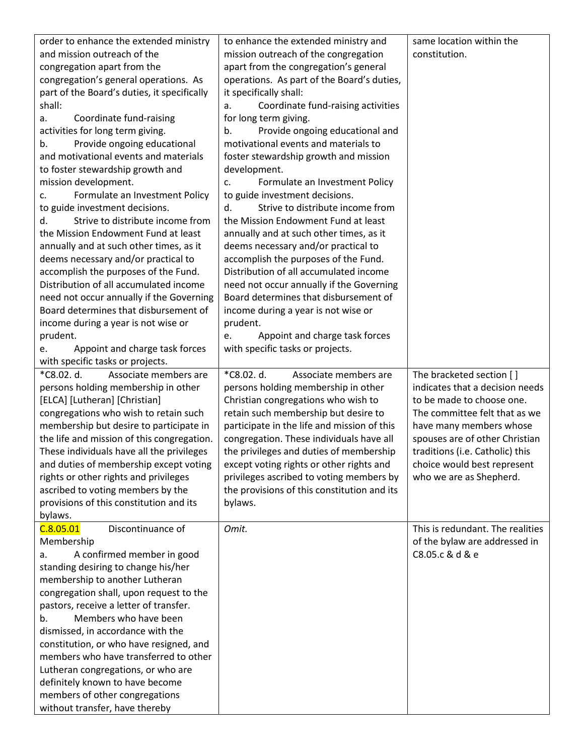| | | |
|---|---|---|
| order to enhance the extended ministry and mission outreach of the congregation apart from the congregation's general operations. As part of the Board's duties, it specifically shall:<br>a. Coordinate fund-raising activities for long term giving.<br>b. Provide ongoing educational and motivational events and materials to foster stewardship growth and mission development.<br>c. Formulate an Investment Policy to guide investment decisions.<br>d. Strive to distribute income from the Mission Endowment Fund at least annually and at such other times, as it deems necessary and/or practical to accomplish the purposes of the Fund. Distribution of all accumulated income need not occur annually if the Governing Board determines that disbursement of income during a year is not wise or prudent.<br>e. Appoint and charge task forces with specific tasks or projects. | to enhance the extended ministry and mission outreach of the congregation apart from the congregation's general operations. As part of the Board's duties, it specifically shall:<br>a. Coordinate fund-raising activities for long term giving.<br>b. Provide ongoing educational and motivational events and materials to foster stewardship growth and mission development.<br>c. Formulate an Investment Policy to guide investment decisions.<br>d. Strive to distribute income from the Mission Endowment Fund at least annually and at such other times, as it deems necessary and/or practical to accomplish the purposes of the Fund. Distribution of all accumulated income need not occur annually if the Governing Board determines that disbursement of income during a year is not wise or prudent.<br>e. Appoint and charge task forces with specific tasks or projects. | same location within the constitution. |
| *C8.02. d. Associate members are persons holding membership in other [ELCA] [Lutheran] [Christian] congregations who wish to retain such membership but desire to participate in the life and mission of this congregation. These individuals have all the privileges and duties of membership except voting rights or other rights and privileges ascribed to voting members by the provisions of this constitution and its bylaws. | *C8.02. d. Associate members are persons holding membership in other Christian congregations who wish to retain such membership but desire to participate in the life and mission of this congregation. These individuals have all the privileges and duties of membership except voting rights or other rights and privileges ascribed to voting members by the provisions of this constitution and its bylaws. | The bracketed section [ ] indicates that a decision needs to be made to choose one. The committee felt that as we have many members whose spouses are of other Christian traditions (i.e. Catholic) this choice would best represent who we are as Shepherd. |
| C.8.05.01 Discontinuance of Membership<br>a. A confirmed member in good standing desiring to change his/her membership to another Lutheran congregation shall, upon request to the pastors, receive a letter of transfer.<br>b. Members who have been dismissed, in accordance with the constitution, or who have resigned, and members who have transferred to other Lutheran congregations, or who are definitely known to have become members of other congregations without transfer, have thereby | *Omit.* | This is redundant. The realities of the bylaw are addressed in C8.05.c & d & e |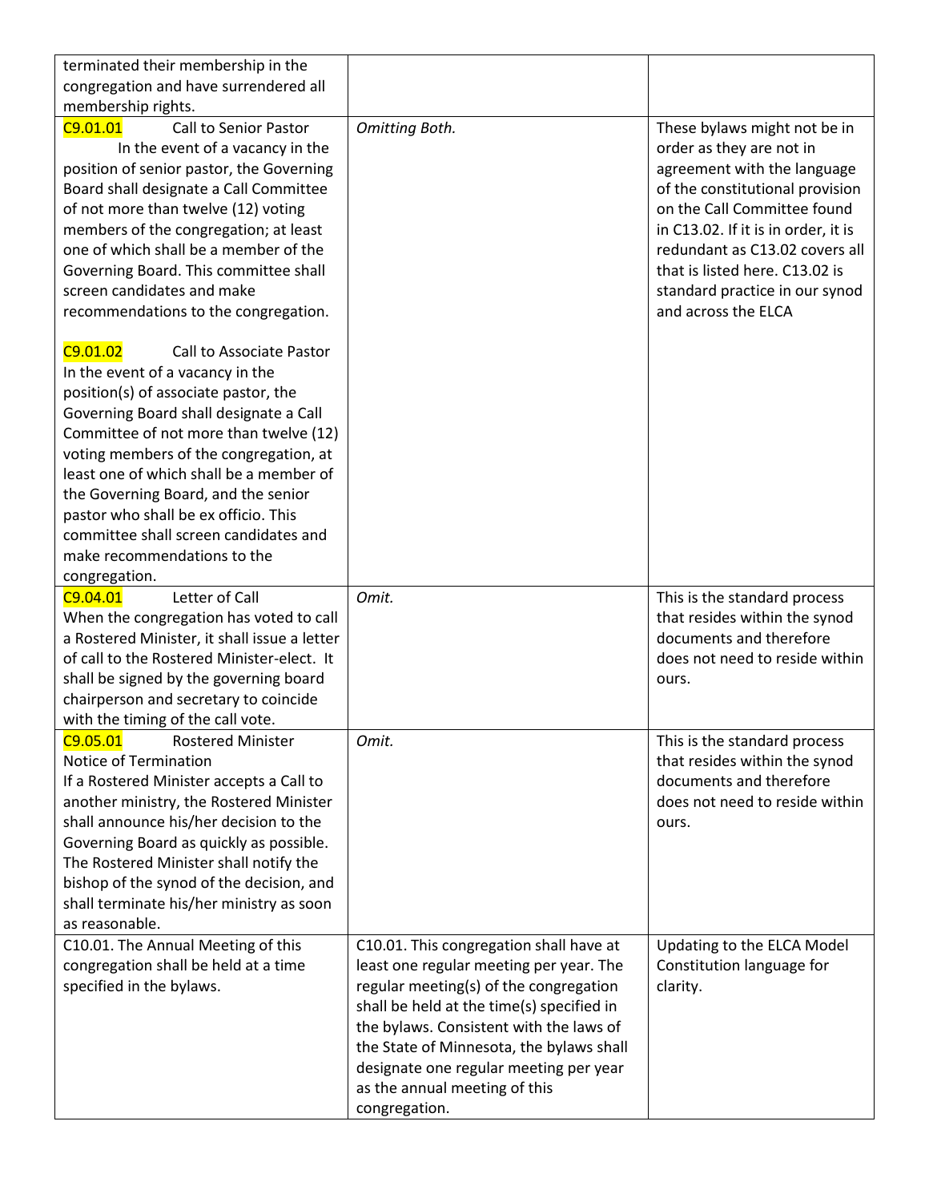| | | |
|---|---|---|
| terminated their membership in the congregation and have surrendered all membership rights. | | |
| C9.01.01 Call to Senior Pastor<br>In the event of a vacancy in the position of senior pastor, the Governing Board shall designate a Call Committee of not more than twelve (12) voting members of the congregation; at least one of which shall be a member of the Governing Board. This committee shall screen candidates and make recommendations to the congregation.<br><br>C9.01.02 Call to Associate Pastor<br>In the event of a vacancy in the position(s) of associate pastor, the Governing Board shall designate a Call Committee of not more than twelve (12) voting members of the congregation, at least one of which shall be a member of the Governing Board, and the senior pastor who shall be ex officio. This committee shall screen candidates and make recommendations to the congregation. | *Omitting Both.* | These bylaws might not be in order as they are not in agreement with the language of the constitutional provision on the Call Committee found in C13.02. If it is in order, it is redundant as C13.02 covers all that is listed here. C13.02 is standard practice in our synod and across the ELCA |
| C9.04.01 Letter of Call<br>When the congregation has voted to call a Rostered Minister, it shall issue a letter of call to the Rostered Minister-elect. It shall be signed by the governing board chairperson and secretary to coincide with the timing of the call vote. | *Omit.* | This is the standard process that resides within the synod documents and therefore does not need to reside within ours. |
| C9.05.01 Rostered Minister Notice of Termination<br>If a Rostered Minister accepts a Call to another ministry, the Rostered Minister shall announce his/her decision to the Governing Board as quickly as possible. The Rostered Minister shall notify the bishop of the synod of the decision, and shall terminate his/her ministry as soon as reasonable. | *Omit.* | This is the standard process that resides within the synod documents and therefore does not need to reside within ours. |
| C10.01. The Annual Meeting of this congregation shall be held at a time specified in the bylaws. | C10.01. This congregation shall have at least one regular meeting per year. The regular meeting(s) of the congregation shall be held at the time(s) specified in the bylaws. Consistent with the laws of the State of Minnesota, the bylaws shall designate one regular meeting per year as the annual meeting of this congregation. | Updating to the ELCA Model Constitution language for clarity. |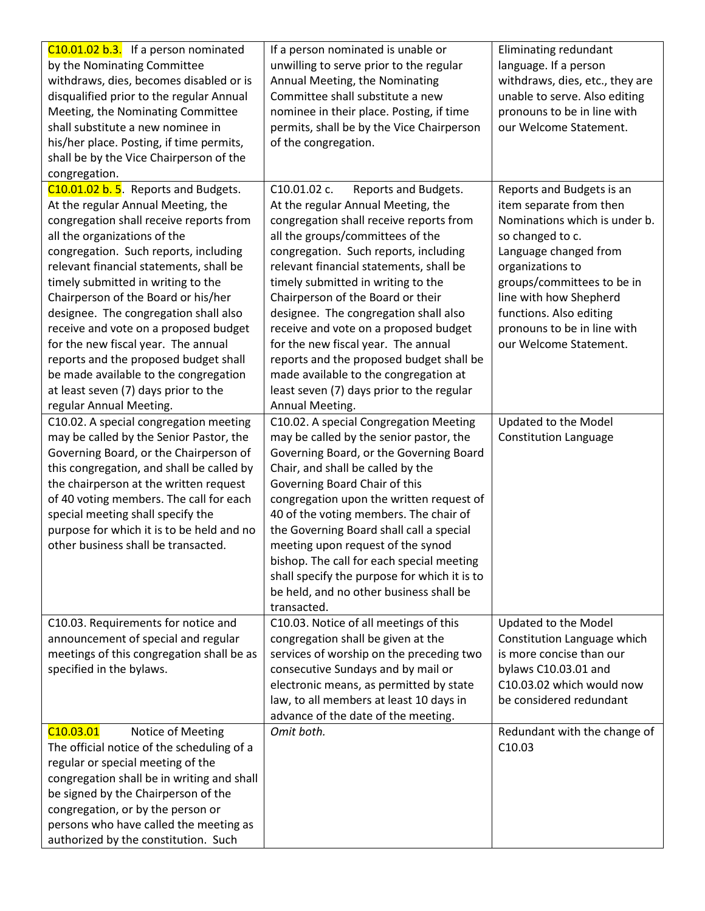| C10.01.02 b.3. If a person nominated by the Nominating Committee withdraws, dies, becomes disabled or is disqualified prior to the regular Annual Meeting, the Nominating Committee shall substitute a new nominee in his/her place. Posting, if time permits, shall be by the Vice Chairperson of the congregation. | If a person nominated is unable or unwilling to serve prior to the regular Annual Meeting, the Nominating Committee shall substitute a new nominee in their place. Posting, if time permits, shall be by the Vice Chairperson of the congregation. | Eliminating redundant language. If a person withdraws, dies, etc., they are unable to serve. Also editing pronouns to be in line with our Welcome Statement. |
|---|---|---|
| C10.01.02 b. 5. Reports and Budgets. At the regular Annual Meeting, the congregation shall receive reports from all the organizations of the congregation. Such reports, including relevant financial statements, shall be timely submitted in writing to the Chairperson of the Board or his/her designee. The congregation shall also receive and vote on a proposed budget for the new fiscal year. The annual reports and the proposed budget shall be made available to the congregation at least seven (7) days prior to the regular Annual Meeting. | C10.01.02 c. Reports and Budgets. At the regular Annual Meeting, the congregation shall receive reports from all the groups/committees of the congregation. Such reports, including relevant financial statements, shall be timely submitted in writing to the Chairperson of the Board or their designee. The congregation shall also receive and vote on a proposed budget for the new fiscal year. The annual reports and the proposed budget shall be made available to the congregation at least seven (7) days prior to the regular Annual Meeting. | Reports and Budgets is an item separate from then Nominations which is under b. so changed to c. Language changed from organizations to groups/committees to be in line with how Shepherd functions. Also editing pronouns to be in line with our Welcome Statement. |
| C10.02. A special congregation meeting may be called by the Senior Pastor, the Governing Board, or the Chairperson of this congregation, and shall be called by the chairperson at the written request of 40 voting members. The call for each special meeting shall specify the purpose for which it is to be held and no other business shall be transacted. | C10.02. A special Congregation Meeting may be called by the senior pastor, the Governing Board, or the Governing Board Chair, and shall be called by the Governing Board Chair of this congregation upon the written request of 40 of the voting members. The chair of the Governing Board shall call a special meeting upon request of the synod bishop. The call for each special meeting shall specify the purpose for which it is to be held, and no other business shall be transacted. | Updated to the Model Constitution Language |
| C10.03. Requirements for notice and announcement of special and regular meetings of this congregation shall be as specified in the bylaws. | C10.03. Notice of all meetings of this congregation shall be given at the services of worship on the preceding two consecutive Sundays and by mail or electronic means, as permitted by state law, to all members at least 10 days in advance of the date of the meeting. | Updated to the Model Constitution Language which is more concise than our bylaws C10.03.01 and C10.03.02 which would now be considered redundant |
| C10.03.01 Notice of Meeting The official notice of the scheduling of a regular or special meeting of the congregation shall be in writing and shall be signed by the Chairperson of the congregation, or by the person or persons who have called the meeting as authorized by the constitution. Such | *Omit both.* | Redundant with the change of C10.03 |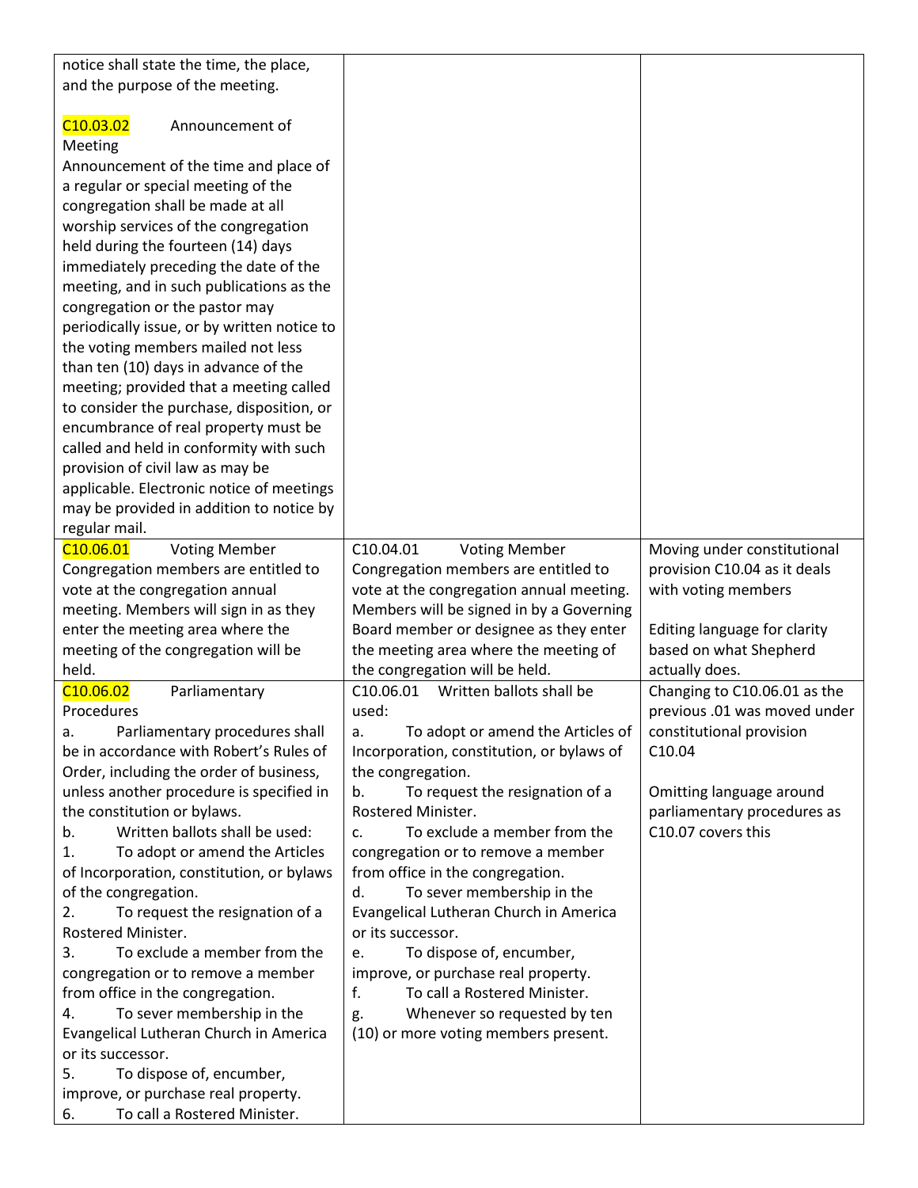| | | |
|---|---|---|
| notice shall state the time, the place, and the purpose of the meeting.<br><br>C10.03.02 Announcement of Meeting<br>Announcement of the time and place of a regular or special meeting of the congregation shall be made at all worship services of the congregation held during the fourteen (14) days immediately preceding the date of the meeting, and in such publications as the congregation or the pastor may periodically issue, or by written notice to the voting members mailed not less than ten (10) days in advance of the meeting; provided that a meeting called to consider the purchase, disposition, or encumbrance of real property must be called and held in conformity with such provision of civil law as may be applicable. Electronic notice of meetings may be provided in addition to notice by regular mail. | | |
| C10.06.01 Voting Member<br>Congregation members are entitled to vote at the congregation annual meeting. Members will sign in as they enter the meeting area where the meeting of the congregation will be held. | C10.04.01 Voting Member<br>Congregation members are entitled to vote at the congregation annual meeting. Members will be signed in by a Governing Board member or designee as they enter the meeting area where the meeting of the congregation will be held. | Moving under constitutional provision C10.04 as it deals with voting members<br><br>Editing language for clarity based on what Shepherd actually does. |
| C10.06.02 Parliamentary Procedures<br>a. Parliamentary procedures shall be in accordance with Robert's Rules of Order, including the order of business, unless another procedure is specified in the constitution or bylaws.<br>b. Written ballots shall be used:<br>1. To adopt or amend the Articles of Incorporation, constitution, or bylaws of the congregation.<br>2. To request the resignation of a Rostered Minister.<br>3. To exclude a member from the congregation or to remove a member from office in the congregation.<br>4. To sever membership in the Evangelical Lutheran Church in America or its successor.<br>5. To dispose of, encumber, improve, or purchase real property.<br>6. To call a Rostered Minister. | C10.06.01 Written ballots shall be used:<br>a. To adopt or amend the Articles of Incorporation, constitution, or bylaws of the congregation.<br>b. To request the resignation of a Rostered Minister.<br>c. To exclude a member from the congregation or to remove a member from office in the congregation.<br>d. To sever membership in the Evangelical Lutheran Church in America or its successor.<br>e. To dispose of, encumber, improve, or purchase real property.<br>f. To call a Rostered Minister.<br>g. Whenever so requested by ten (10) or more voting members present. | Changing to C10.06.01 as the previous .01 was moved under constitutional provision C10.04<br><br>Omitting language around parliamentary procedures as C10.07 covers this |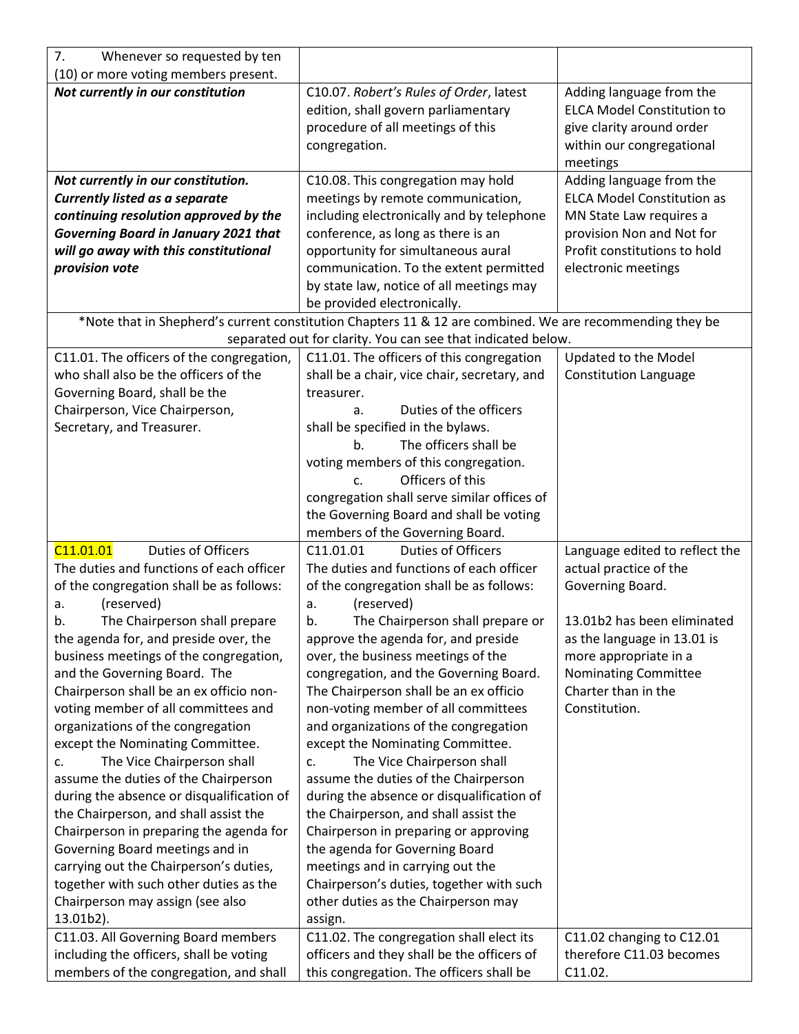| | | |
|---|---|---|
| 7. Whenever so requested by ten (10) or more voting members present. | | |
| ***Not currently in our constitution*** | C10.07. *Robert's Rules of Order*, latest edition, shall govern parliamentary procedure of all meetings of this congregation. | Adding language from the ELCA Model Constitution to give clarity around order within our congregational meetings |
| ***Not currently in our constitution. Currently listed as a separate continuing resolution approved by the Governing Board in January 2021 that will go away with this constitutional provision vote*** | C10.08. This congregation may hold meetings by remote communication, including electronically and by telephone conference, as long as there is an opportunity for simultaneous aural communication. To the extent permitted by state law, notice of all meetings may be provided electronically. | Adding language from the ELCA Model Constitution as MN State Law requires a provision Non and Not for Profit constitutions to hold electronic meetings |
| *Note that in Shepherd's current constitution Chapters 11 & 12 are combined. We are recommending they be separated out for clarity. You can see that indicated below. | | |
| C11.01. The officers of the congregation, who shall also be the officers of the Governing Board, shall be the Chairperson, Vice Chairperson, Secretary, and Treasurer. | C11.01. The officers of this congregation shall be a chair, vice chair, secretary, and treasurer.<br>a. Duties of the officers shall be specified in the bylaws.<br>b. The officers shall be voting members of this congregation.<br>c. Officers of this congregation shall serve similar offices of the Governing Board and shall be voting members of the Governing Board. | Updated to the Model Constitution Language |
| C11.01.01 Duties of Officers<br>The duties and functions of each officer of the congregation shall be as follows:<br>a. (reserved)<br>b. The Chairperson shall prepare the agenda for, and preside over, the business meetings of the congregation, and the Governing Board. The Chairperson shall be an ex officio non-voting member of all committees and organizations of the congregation except the Nominating Committee.<br>c. The Vice Chairperson shall assume the duties of the Chairperson during the absence or disqualification of the Chairperson, and shall assist the Chairperson in preparing the agenda for Governing Board meetings and in carrying out the Chairperson's duties, together with such other duties as the Chairperson may assign (see also 13.01b2). | C11.01.01 Duties of Officers<br>The duties and functions of each officer of the congregation shall be as follows:<br>a. (reserved)<br>b. The Chairperson shall prepare or approve the agenda for, and preside over, the business meetings of the congregation, and the Governing Board. The Chairperson shall be an ex officio non-voting member of all committees and organizations of the congregation except the Nominating Committee.<br>c. The Vice Chairperson shall assume the duties of the Chairperson during the absence or disqualification of the Chairperson, and shall assist the Chairperson in preparing or approving the agenda for Governing Board meetings and in carrying out the Chairperson's duties, together with such other duties as the Chairperson may assign. | Language edited to reflect the actual practice of the Governing Board.<br><br>13.01b2 has been eliminated as the language in 13.01 is more appropriate in a Nominating Committee Charter than in the Constitution. |
| C11.03. All Governing Board members including the officers, shall be voting members of the congregation, and shall | C11.02. The congregation shall elect its officers and they shall be the officers of this congregation. The officers shall be | C11.02 changing to C12.01 therefore C11.03 becomes C11.02. |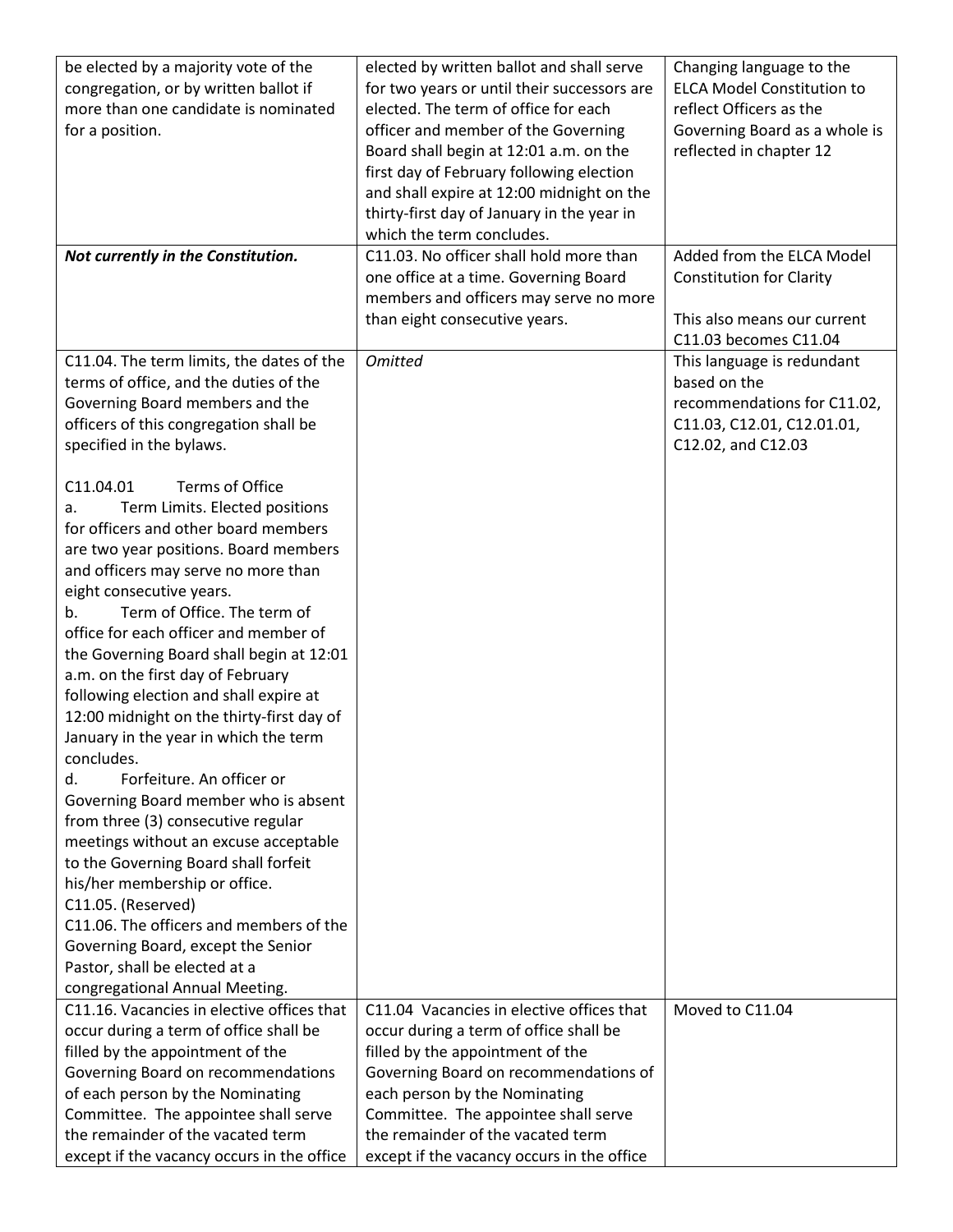| | | |
|---|---|---|
| be elected by a majority vote of the congregation, or by written ballot if more than one candidate is nominated for a position. | elected by written ballot and shall serve for two years or until their successors are elected. The term of office for each officer and member of the Governing Board shall begin at 12:01 a.m. on the first day of February following election and shall expire at 12:00 midnight on the thirty-first day of January in the year in which the term concludes. | Changing language to the ELCA Model Constitution to reflect Officers as the Governing Board as a whole is reflected in chapter 12 |
| ***Not currently in the Constitution.*** | C11.03. No officer shall hold more than one office at a time. Governing Board members and officers may serve no more than eight consecutive years. | Added from the ELCA Model Constitution for Clarity<br><br>This also means our current C11.03 becomes C11.04 |
| C11.04. The term limits, the dates of the terms of office, and the duties of the Governing Board members and the officers of this congregation shall be specified in the bylaws.<br><br>C11.04.01 Terms of Office<br>a. Term Limits. Elected positions for officers and other board members are two year positions. Board members and officers may serve no more than eight consecutive years.<br>b. Term of Office. The term of office for each officer and member of the Governing Board shall begin at 12:01 a.m. on the first day of February following election and shall expire at 12:00 midnight on the thirty-first day of January in the year in which the term concludes.<br>d. Forfeiture. An officer or Governing Board member who is absent from three (3) consecutive regular meetings without an excuse acceptable to the Governing Board shall forfeit his/her membership or office.<br>C11.05. (Reserved)<br>C11.06. The officers and members of the Governing Board, except the Senior Pastor, shall be elected at a congregational Annual Meeting. | *Omitted* | This language is redundant based on the recommendations for C11.02, C11.03, C12.01, C12.01.01, C12.02, and C12.03 |
| C11.16. Vacancies in elective offices that occur during a term of office shall be filled by the appointment of the Governing Board on recommendations of each person by the Nominating Committee. The appointee shall serve the remainder of the vacated term except if the vacancy occurs in the office | C11.04 Vacancies in elective offices that occur during a term of office shall be filled by the appointment of the Governing Board on recommendations of each person by the Nominating Committee. The appointee shall serve the remainder of the vacated term except if the vacancy occurs in the office | Moved to C11.04 |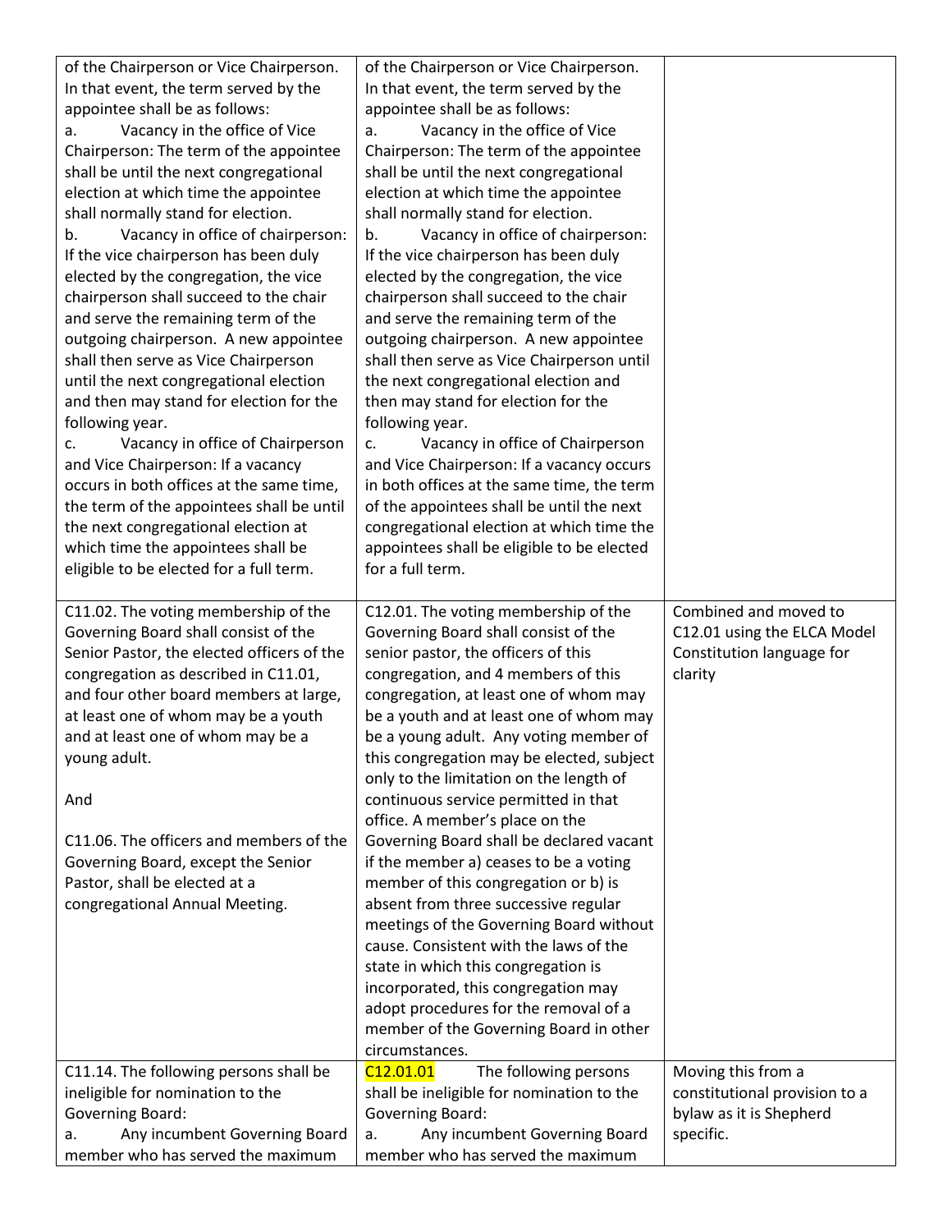| | | |
|---|---|---|
| of the Chairperson or Vice Chairperson. In that event, the term served by the appointee shall be as follows:<br>a. Vacancy in the office of Vice Chairperson: The term of the appointee shall be until the next congregational election at which time the appointee shall normally stand for election.<br>b. Vacancy in office of chairperson: If the vice chairperson has been duly elected by the congregation, the vice chairperson shall succeed to the chair and serve the remaining term of the outgoing chairperson. A new appointee shall then serve as Vice Chairperson until the next congregational election and then may stand for election for the following year.<br>c. Vacancy in office of Chairperson and Vice Chairperson: If a vacancy occurs in both offices at the same time, the term of the appointees shall be until the next congregational election at which time the appointees shall be eligible to be elected for a full term. | of the Chairperson or Vice Chairperson. In that event, the term served by the appointee shall be as follows:<br>a. Vacancy in the office of Vice Chairperson: The term of the appointee shall be until the next congregational election at which time the appointee shall normally stand for election.<br>b. Vacancy in office of chairperson: If the vice chairperson has been duly elected by the congregation, the vice chairperson shall succeed to the chair and serve the remaining term of the outgoing chairperson. A new appointee shall then serve as Vice Chairperson until the next congregational election and then may stand for election for the following year.<br>c. Vacancy in office of Chairperson and Vice Chairperson: If a vacancy occurs in both offices at the same time, the term of the appointees shall be until the next congregational election at which time the appointees shall be eligible to be elected for a full term. | |
| C11.02. The voting membership of the Governing Board shall consist of the Senior Pastor, the elected officers of the congregation as described in C11.01, and four other board members at large, at least one of whom may be a youth and at least one of whom may be a young adult.<br><br>And<br><br>C11.06. The officers and members of the Governing Board, except the Senior Pastor, shall be elected at a congregational Annual Meeting. | C12.01. The voting membership of the Governing Board shall consist of the senior pastor, the officers of this congregation, and 4 members of this congregation, at least one of whom may be a youth and at least one of whom may be a young adult. Any voting member of this congregation may be elected, subject only to the limitation on the length of continuous service permitted in that office. A member's place on the Governing Board shall be declared vacant if the member a) ceases to be a voting member of this congregation or b) is absent from three successive regular meetings of the Governing Board without cause. Consistent with the laws of the state in which this congregation is incorporated, this congregation may adopt procedures for the removal of a member of the Governing Board in other circumstances. | Combined and moved to C12.01 using the ELCA Model Constitution language for clarity |
| C11.14. The following persons shall be ineligible for nomination to the Governing Board:<br>a. Any incumbent Governing Board member who has served the maximum | C12.01.01 The following persons shall be ineligible for nomination to the Governing Board:<br>a. Any incumbent Governing Board member who has served the maximum | Moving this from a constitutional provision to a bylaw as it is Shepherd specific. |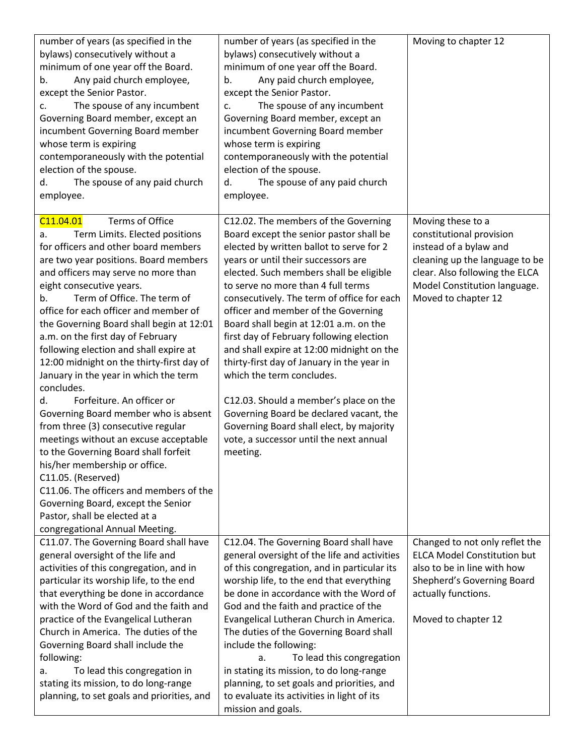| | | |
|---|---|---|
| number of years (as specified in the bylaws) consecutively without a minimum of one year off the Board.<br>b. Any paid church employee, except the Senior Pastor.<br>c. The spouse of any incumbent Governing Board member, except an incumbent Governing Board member whose term is expiring contemporaneously with the potential election of the spouse.<br>d. The spouse of any paid church employee. | number of years (as specified in the bylaws) consecutively without a minimum of one year off the Board.<br>b. Any paid church employee, except the Senior Pastor.<br>c. The spouse of any incumbent Governing Board member, except an incumbent Governing Board member whose term is expiring contemporaneously with the potential election of the spouse.<br>d. The spouse of any paid church employee. | Moving to chapter 12 |
| C11.04.01 Terms of Office<br>a. Term Limits. Elected positions for officers and other board members are two year positions. Board members and officers may serve no more than eight consecutive years.<br>b. Term of Office. The term of office for each officer and member of the Governing Board shall begin at 12:01 a.m. on the first day of February following election and shall expire at 12:00 midnight on the thirty-first day of January in the year in which the term concludes.<br>d. Forfeiture. An officer or Governing Board member who is absent from three (3) consecutive regular meetings without an excuse acceptable to the Governing Board shall forfeit his/her membership or office.<br>C11.05. (Reserved)<br>C11.06. The officers and members of the Governing Board, except the Senior Pastor, shall be elected at a congregational Annual Meeting. | C12.02. The members of the Governing Board except the senior pastor shall be elected by written ballot to serve for 2 years or until their successors are elected. Such members shall be eligible to serve no more than 4 full terms consecutively. The term of office for each officer and member of the Governing Board shall begin at 12:01 a.m. on the first day of February following election and shall expire at 12:00 midnight on the thirty-first day of January in the year in which the term concludes.<br><br>C12.03. Should a member's place on the Governing Board be declared vacant, the Governing Board shall elect, by majority vote, a successor until the next annual meeting. | Moving these to a constitutional provision instead of a bylaw and cleaning up the language to be clear. Also following the ELCA Model Constitution language. Moved to chapter 12 |
| C11.07. The Governing Board shall have general oversight of the life and activities of this congregation, and in particular its worship life, to the end that everything be done in accordance with the Word of God and the faith and practice of the Evangelical Lutheran Church in America. The duties of the Governing Board shall include the following:<br>a. To lead this congregation in stating its mission, to do long-range planning, to set goals and priorities, and | C12.04. The Governing Board shall have general oversight of the life and activities of this congregation, and in particular its worship life, to the end that everything be done in accordance with the Word of God and the faith and practice of the Evangelical Lutheran Church in America. The duties of the Governing Board shall include the following:<br>a. To lead this congregation in stating its mission, to do long-range planning, to set goals and priorities, and to evaluate its activities in light of its mission and goals. | Changed to not only reflet the ELCA Model Constitution but also to be in line with how Shepherd's Governing Board actually functions.<br><br>Moved to chapter 12 |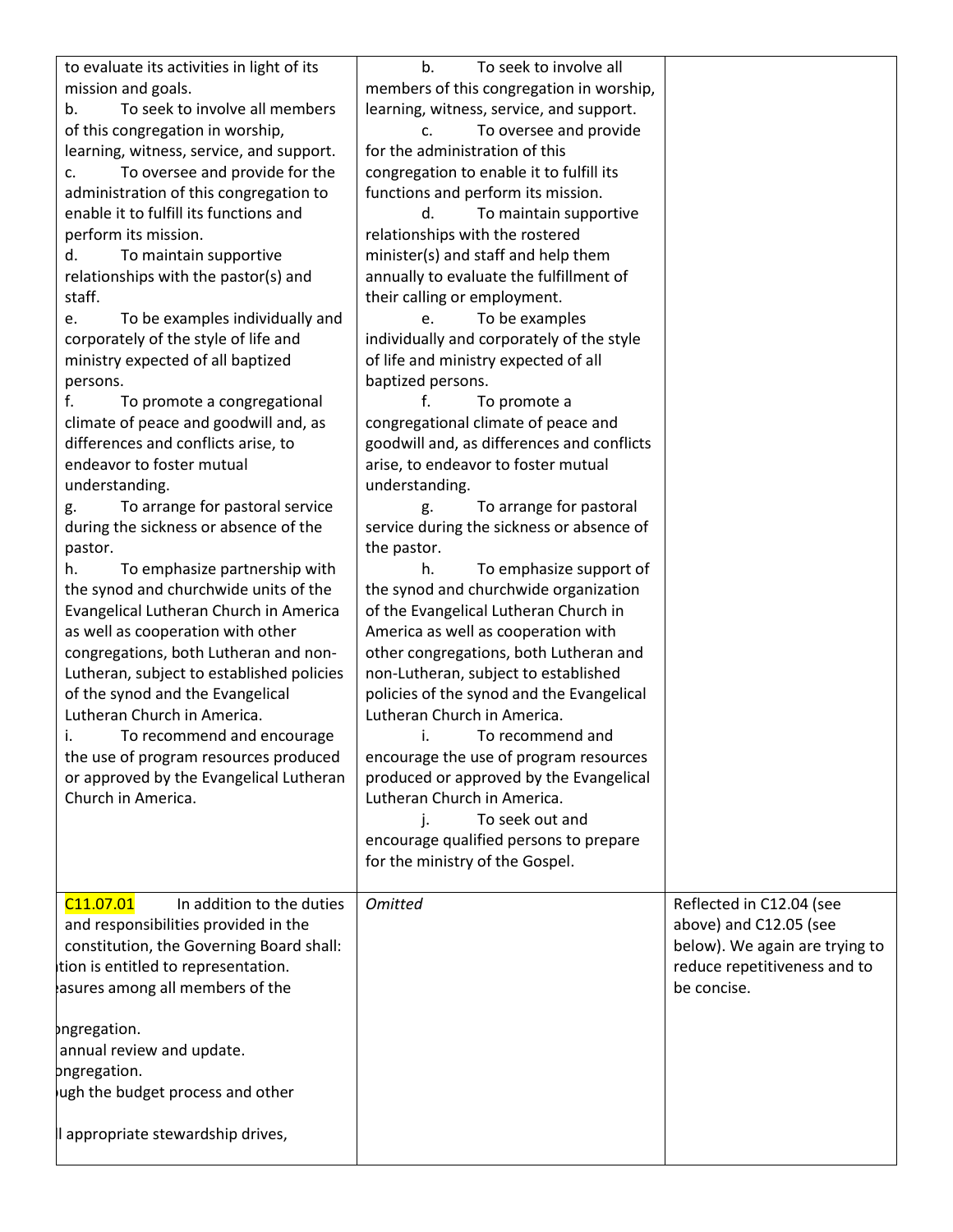| | | |
|---|---|---|
| to evaluate its activities in light of its mission and goals.<br>b. To seek to involve all members of this congregation in worship, learning, witness, service, and support.<br>c. To oversee and provide for the administration of this congregation to enable it to fulfill its functions and perform its mission.<br>d. To maintain supportive relationships with the pastor(s) and staff.<br>e. To be examples individually and corporately of the style of life and ministry expected of all baptized persons.<br>f. To promote a congregational climate of peace and goodwill and, as differences and conflicts arise, to endeavor to foster mutual understanding.<br>g. To arrange for pastoral service during the sickness or absence of the pastor.<br>h. To emphasize partnership with the synod and churchwide units of the Evangelical Lutheran Church in America as well as cooperation with other congregations, both Lutheran and non-Lutheran, subject to established policies of the synod and the Evangelical Lutheran Church in America.<br>i. To recommend and encourage the use of program resources produced or approved by the Evangelical Lutheran Church in America. | b. To seek to involve all members of this congregation in worship, learning, witness, service, and support.<br>c. To oversee and provide for the administration of this congregation to enable it to fulfill its functions and perform its mission.<br>d. To maintain supportive relationships with the rostered minister(s) and staff and help them annually to evaluate the fulfillment of their calling or employment.<br>e. To be examples individually and corporately of the style of life and ministry expected of all baptized persons.<br>f. To promote a congregational climate of peace and goodwill and, as differences and conflicts arise, to endeavor to foster mutual understanding.<br>g. To arrange for pastoral service during the sickness or absence of the pastor.<br>h. To emphasize support of the synod and churchwide organization of the Evangelical Lutheran Church in America as well as cooperation with other congregations, both Lutheran and non-Lutheran, subject to established policies of the synod and the Evangelical Lutheran Church in America.<br>i. To recommend and encourage the use of program resources produced or approved by the Evangelical Lutheran Church in America.<br>j. To seek out and encourage qualified persons to prepare for the ministry of the Gospel. | |
| C11.07.01 In addition to the duties and responsibilities provided in the constitution, the Governing Board shall:<br>ition is entitled to representation.<br>easures among all members of the<br>ongregation.<br>annual review and update.<br>ongregation.<br>ugh the budget process and other<br>l appropriate stewardship drives, | *Omitted* | Reflected in C12.04 (see above) and C12.05 (see below). We again are trying to reduce repetitiveness and to be concise. |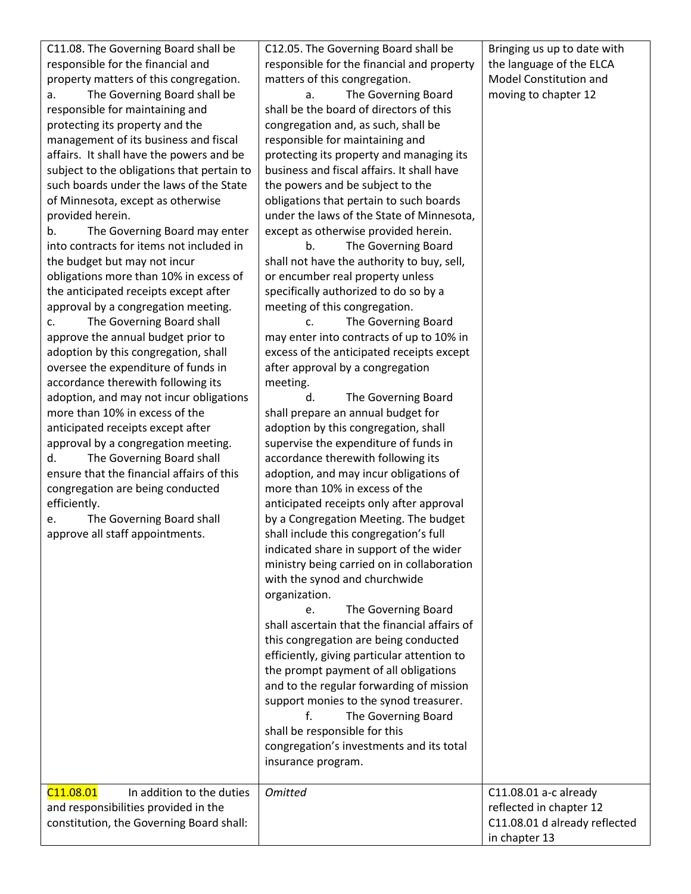| | | |
|---|---|---|
| C11.08. The Governing Board shall be responsible for the financial and property matters of this congregation.<br>a. The Governing Board shall be responsible for maintaining and protecting its property and the management of its business and fiscal affairs. It shall have the powers and be subject to the obligations that pertain to such boards under the laws of the State of Minnesota, except as otherwise provided herein.<br>b. The Governing Board may enter into contracts for items not included in the budget but may not incur obligations more than 10% in excess of the anticipated receipts except after approval by a congregation meeting.<br>c. The Governing Board shall approve the annual budget prior to adoption by this congregation, shall oversee the expenditure of funds in accordance therewith following its adoption, and may not incur obligations more than 10% in excess of the anticipated receipts except after approval by a congregation meeting.<br>d. The Governing Board shall ensure that the financial affairs of this congregation are being conducted efficiently.<br>e. The Governing Board shall approve all staff appointments. | C12.05. The Governing Board shall be responsible for the financial and property matters of this congregation.<br>a. The Governing Board shall be the board of directors of this congregation and, as such, shall be responsible for maintaining and protecting its property and managing its business and fiscal affairs. It shall have the powers and be subject to the obligations that pertain to such boards under the laws of the State of Minnesota, except as otherwise provided herein.<br>b. The Governing Board shall not have the authority to buy, sell, or encumber real property unless specifically authorized to do so by a meeting of this congregation.<br>c. The Governing Board may enter into contracts of up to 10% in excess of the anticipated receipts except after approval by a congregation meeting.<br>d. The Governing Board shall prepare an annual budget for adoption by this congregation, shall supervise the expenditure of funds in accordance therewith following its adoption, and may incur obligations of more than 10% in excess of the anticipated receipts only after approval by a Congregation Meeting. The budget shall include this congregation's full indicated share in support of the wider ministry being carried on in collaboration with the synod and churchwide organization.<br>e. The Governing Board shall ascertain that the financial affairs of this congregation are being conducted efficiently, giving particular attention to the prompt payment of all obligations and to the regular forwarding of mission support monies to the synod treasurer.<br>f. The Governing Board shall be responsible for this congregation's investments and its total insurance program. | Bringing us up to date with the language of the ELCA Model Constitution and moving to chapter 12 |
| C11.08.01 In addition to the duties and responsibilities provided in the constitution, the Governing Board shall: | *Omitted* | C11.08.01 a-c already reflected in chapter 12<br>C11.08.01 d already reflected in chapter 13 |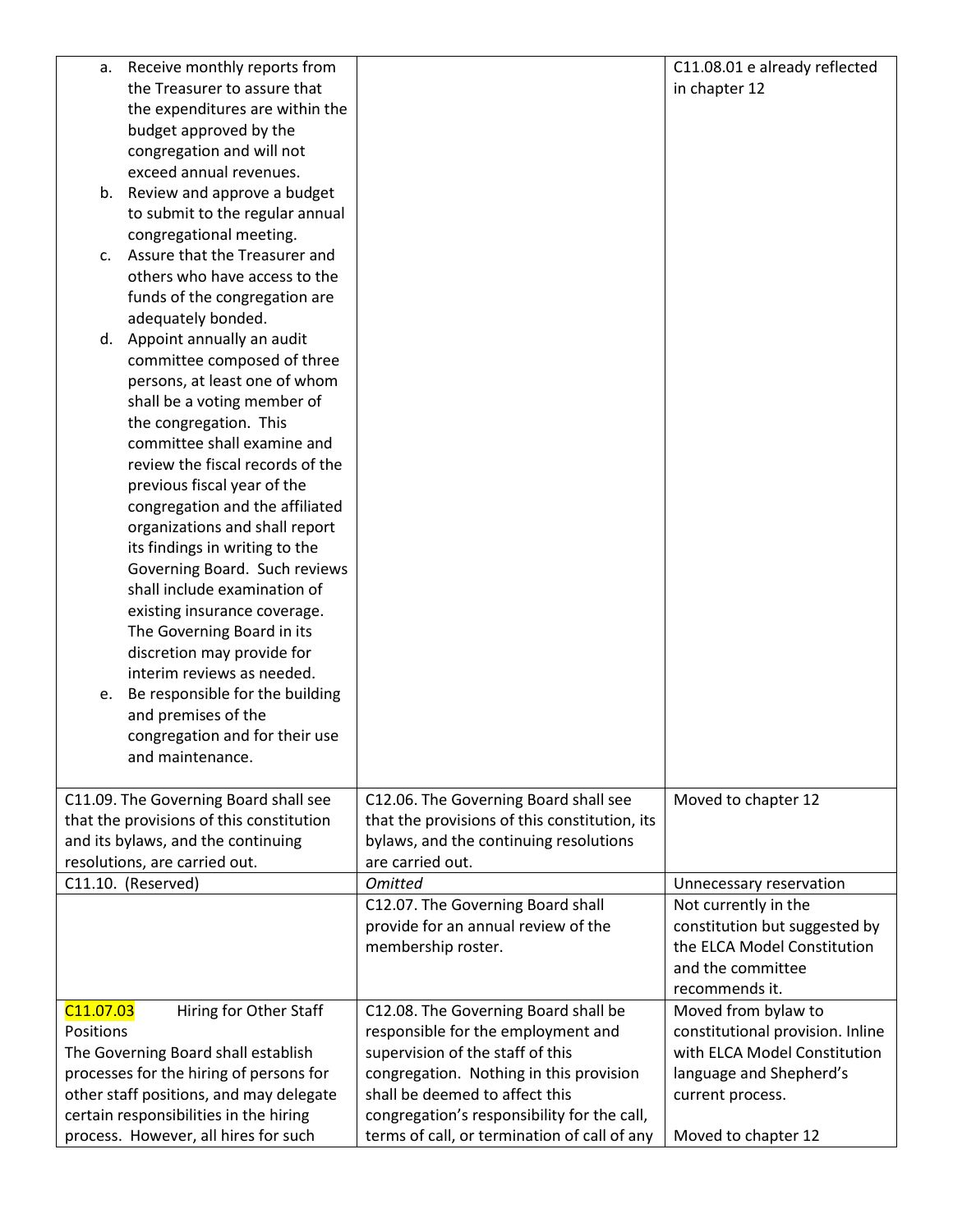| | | |
|---|---|---|
| a. Receive monthly reports from the Treasurer to assure that the expenditures are within the budget approved by the congregation and will not exceed annual revenues.<br>b. Review and approve a budget to submit to the regular annual congregational meeting.<br>c. Assure that the Treasurer and others who have access to the funds of the congregation are adequately bonded.<br>d. Appoint annually an audit committee composed of three persons, at least one of whom shall be a voting member of the congregation. This committee shall examine and review the fiscal records of the previous fiscal year of the congregation and the affiliated organizations and shall report its findings in writing to the Governing Board. Such reviews shall include examination of existing insurance coverage. The Governing Board in its discretion may provide for interim reviews as needed.<br>e. Be responsible for the building and premises of the congregation and for their use and maintenance. | | C11.08.01 e already reflected in chapter 12 |
| C11.09. The Governing Board shall see that the provisions of this constitution and its bylaws, and the continuing resolutions, are carried out. | C12.06. The Governing Board shall see that the provisions of this constitution, its bylaws, and the continuing resolutions are carried out. | Moved to chapter 12 |
| C11.10. (Reserved) | *Omitted* | Unnecessary reservation |
| | C12.07. The Governing Board shall provide for an annual review of the membership roster. | Not currently in the constitution but suggested by the ELCA Model Constitution and the committee recommends it. |
| C11.07.03 Hiring for Other Staff Positions<br>The Governing Board shall establish processes for the hiring of persons for other staff positions, and may delegate certain responsibilities in the hiring process. However, all hires for such | C12.08. The Governing Board shall be responsible for the employment and supervision of the staff of this congregation. Nothing in this provision shall be deemed to affect this congregation's responsibility for the call, terms of call, or termination of call of any | Moved from bylaw to constitutional provision. Inline with ELCA Model Constitution language and Shepherd's current process.<br><br>Moved to chapter 12 |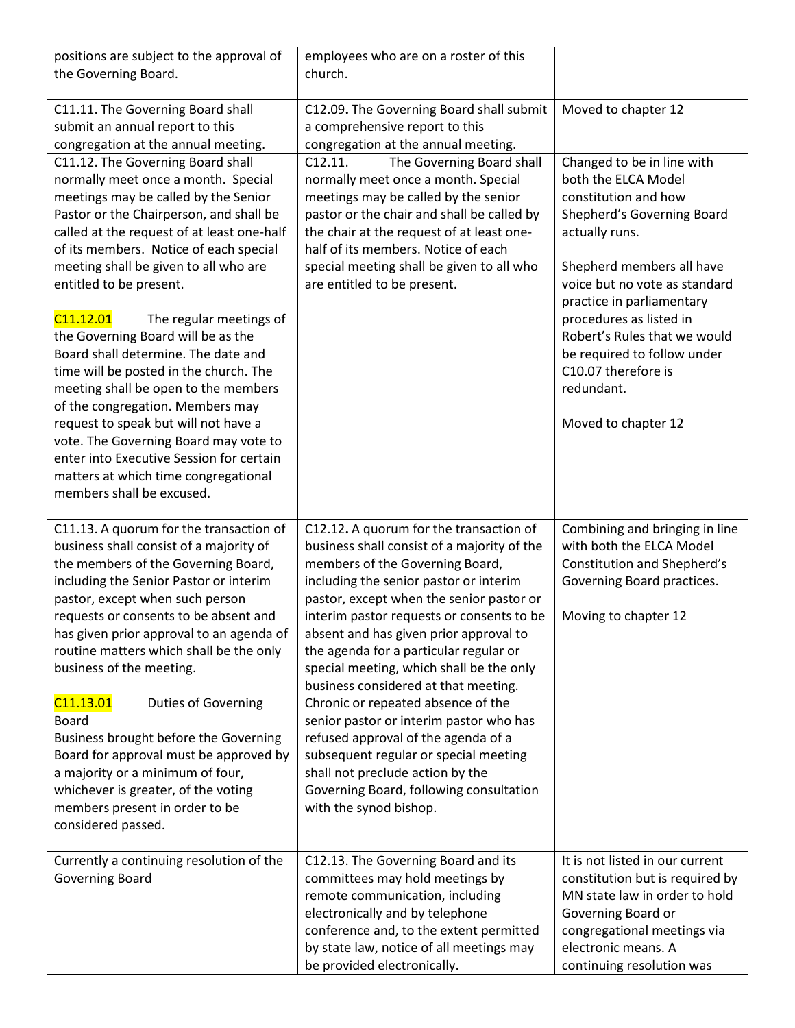| | | |
|---|---|---|
| positions are subject to the approval of the Governing Board. | employees who are on a roster of this church. | |
| C11.11. The Governing Board shall submit an annual report to this congregation at the annual meeting. | C12.09. The Governing Board shall submit a comprehensive report to this congregation at the annual meeting. | Moved to chapter 12 |
| C11.12. The Governing Board shall normally meet once a month. Special meetings may be called by the Senior Pastor or the Chairperson, and shall be called at the request of at least one-half of its members. Notice of each special meeting shall be given to all who are entitled to be present.<br><br>C11.12.01 The regular meetings of the Governing Board will be as the Board shall determine. The date and time will be posted in the church. The meeting shall be open to the members of the congregation. Members may request to speak but will not have a vote. The Governing Board may vote to enter into Executive Session for certain matters at which time congregational members shall be excused. | C12.11. The Governing Board shall normally meet once a month. Special meetings may be called by the senior pastor or the chair and shall be called by the chair at the request of at least one-half of its members. Notice of each special meeting shall be given to all who are entitled to be present. | Changed to be in line with both the ELCA Model constitution and how Shepherd's Governing Board actually runs.<br><br>Shepherd members all have voice but no vote as standard practice in parliamentary procedures as listed in Robert's Rules that we would be required to follow under C10.07 therefore is redundant.<br><br>Moved to chapter 12 |
| C11.13. A quorum for the transaction of business shall consist of a majority of the members of the Governing Board, including the Senior Pastor or interim pastor, except when such person requests or consents to be absent and has given prior approval to an agenda of routine matters which shall be the only business of the meeting.<br><br>C11.13.01 Duties of Governing Board<br>Business brought before the Governing Board for approval must be approved by a majority or a minimum of four, whichever is greater, of the voting members present in order to be considered passed. | C12.12. A quorum for the transaction of business shall consist of a majority of the members of the Governing Board, including the senior pastor or interim pastor, except when the senior pastor or interim pastor requests or consents to be absent and has given prior approval to the agenda for a particular regular or special meeting, which shall be the only business considered at that meeting. Chronic or repeated absence of the senior pastor or interim pastor who has refused approval of the agenda of a subsequent regular or special meeting shall not preclude action by the Governing Board, following consultation with the synod bishop. | Combining and bringing in line with both the ELCA Model Constitution and Shepherd's Governing Board practices.<br><br>Moving to chapter 12 |
| Currently a continuing resolution of the Governing Board | C12.13. The Governing Board and its committees may hold meetings by remote communication, including electronically and by telephone conference and, to the extent permitted by state law, notice of all meetings may be provided electronically. | It is not listed in our current constitution but is required by MN state law in order to hold Governing Board or congregational meetings via electronic means. A continuing resolution was |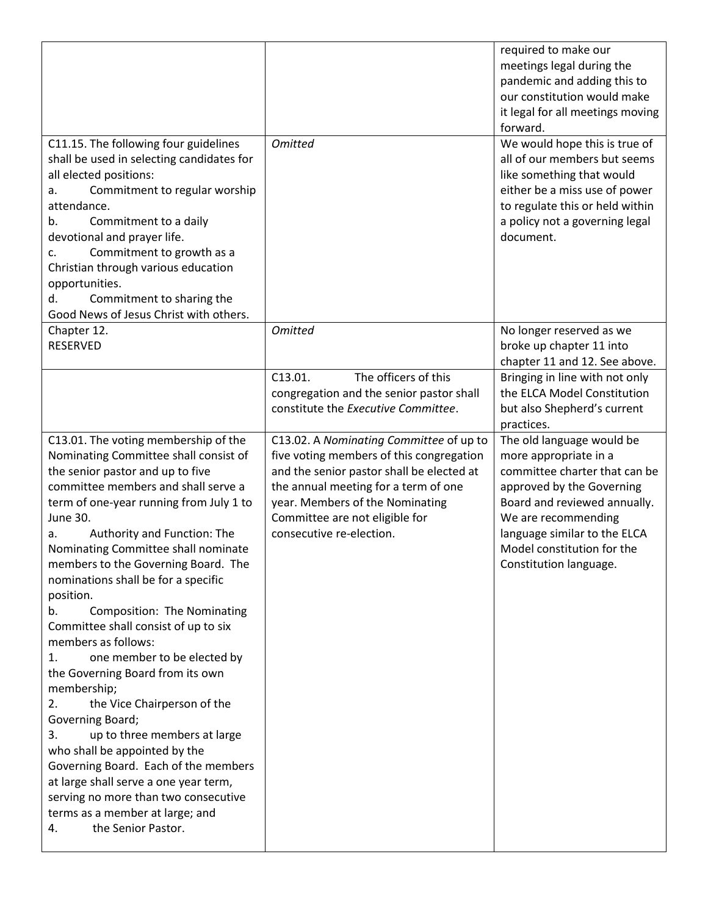| | | |
|---|---|---|
| | | required to make our meetings legal during the pandemic and adding this to our constitution would make it legal for all meetings moving forward. |
| C11.15. The following four guidelines shall be used in selecting candidates for all elected positions:<br>a. Commitment to regular worship attendance.<br>b. Commitment to a daily devotional and prayer life.<br>c. Commitment to growth as a Christian through various education opportunities.<br>d. Commitment to sharing the Good News of Jesus Christ with others. | *Omitted* | We would hope this is true of all of our members but seems like something that would either be a miss use of power to regulate this or held within a policy not a governing legal document. |
| Chapter 12.<br>RESERVED | *Omitted* | No longer reserved as we broke up chapter 11 into chapter 11 and 12. See above. |
| | C13.01. The officers of this congregation and the senior pastor shall constitute the *Executive Committee*. | Bringing in line with not only the ELCA Model Constitution but also Shepherd's current practices. |
| C13.01. The voting membership of the Nominating Committee shall consist of the senior pastor and up to five committee members and shall serve a term of one-year running from July 1 to June 30.<br>a. Authority and Function: The Nominating Committee shall nominate members to the Governing Board. The nominations shall be for a specific position.<br>b. Composition: The Nominating Committee shall consist of up to six members as follows:<br>1. one member to be elected by the Governing Board from its own membership;<br>2. the Vice Chairperson of the Governing Board;<br>3. up to three members at large who shall be appointed by the Governing Board. Each of the members at large shall serve a one year term, serving no more than two consecutive terms as a member at large; and<br>4. the Senior Pastor. | C13.02. A *Nominating Committee* of up to five voting members of this congregation and the senior pastor shall be elected at the annual meeting for a term of one year. Members of the Nominating Committee are not eligible for consecutive re-election. | The old language would be more appropriate in a committee charter that can be approved by the Governing Board and reviewed annually. We are recommending language similar to the ELCA Model constitution for the Constitution language. |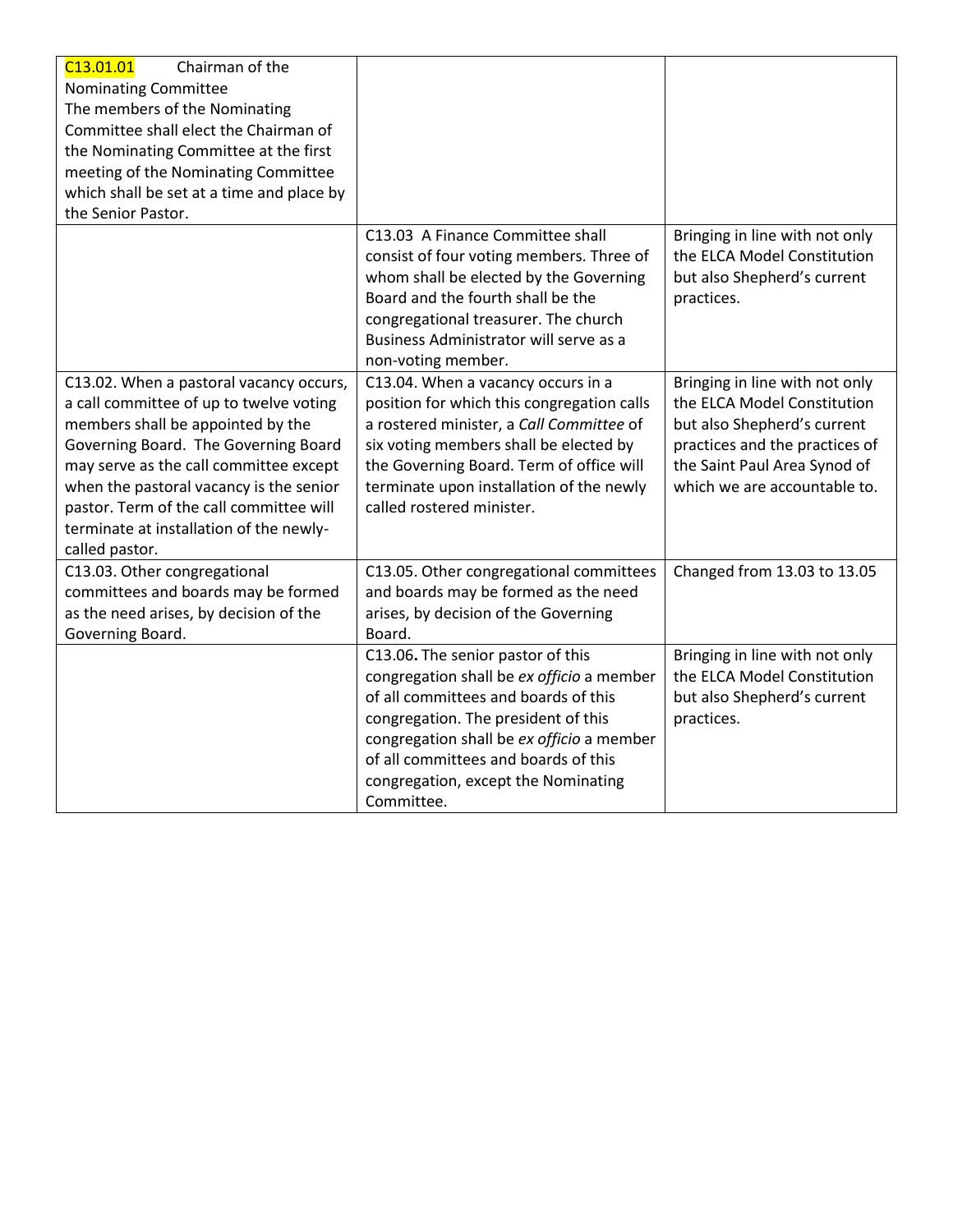| | | |
|---|---|---|
| C13.01.01 Chairman of the Nominating Committee The members of the Nominating Committee shall elect the Chairman of the Nominating Committee at the first meeting of the Nominating Committee which shall be set at a time and place by the Senior Pastor. | | |
| | C13.03 A Finance Committee shall consist of four voting members. Three of whom shall be elected by the Governing Board and the fourth shall be the congregational treasurer. The church Business Administrator will serve as a non-voting member. | Bringing in line with not only the ELCA Model Constitution but also Shepherd's current practices. |
| C13.02. When a pastoral vacancy occurs, a call committee of up to twelve voting members shall be appointed by the Governing Board. The Governing Board may serve as the call committee except when the pastoral vacancy is the senior pastor. Term of the call committee will terminate at installation of the newly-called pastor. | C13.04. When a vacancy occurs in a position for which this congregation calls a rostered minister, a *Call Committee* of six voting members shall be elected by the Governing Board. Term of office will terminate upon installation of the newly called rostered minister. | Bringing in line with not only the ELCA Model Constitution but also Shepherd's current practices and the practices of the Saint Paul Area Synod of which we are accountable to. |
| C13.03. Other congregational committees and boards may be formed as the need arises, by decision of the Governing Board. | C13.05. Other congregational committees and boards may be formed as the need arises, by decision of the Governing Board. | Changed from 13.03 to 13.05 |
| | C13.06**.** The senior pastor of this congregation shall be *ex officio* a member of all committees and boards of this congregation. The president of this congregation shall be *ex officio* a member of all committees and boards of this congregation, except the Nominating Committee. | Bringing in line with not only the ELCA Model Constitution but also Shepherd's current practices. |